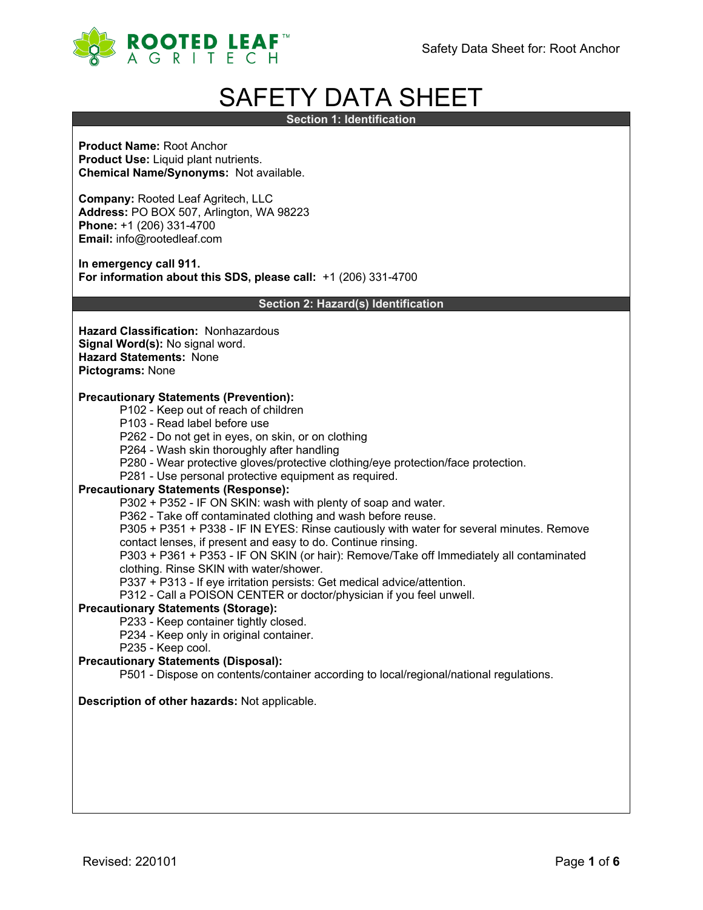# SAFETY DATA SHEET

## Section 1: Identification

**Product Name:** Root Anchor
**Product Use:** Liquid plant nutrients.
**Chemical Name/Synonyms:** Not available.

**Company:** Rooted Leaf Agritech, LLC
**Address:** PO BOX 507, Arlington, WA 98223
**Phone:** +1 (206) 331-4700
**Email:** info@rootedleaf.com

**In emergency call 911.**
**For information about this SDS, please call:** +1 (206) 331-4700

## Section 2: Hazard(s) Identification

**Hazard Classification:** Nonhazardous
**Signal Word(s):** No signal word.
**Hazard Statements:** None
**Pictograms:** None

**Precautionary Statements (Prevention):**

- P102 - Keep out of reach of children
- P103 - Read label before use
- P262 - Do not get in eyes, on skin, or on clothing
- P264 - Wash skin thoroughly after handling
- P280 - Wear protective gloves/protective clothing/eye protection/face protection.
- P281 - Use personal protective equipment as required.

**Precautionary Statements (Response):**

- P302 + P352 - IF ON SKIN: wash with plenty of soap and water.
- P362 - Take off contaminated clothing and wash before reuse.
- P305 + P351 + P338 - IF IN EYES: Rinse cautiously with water for several minutes. Remove contact lenses, if present and easy to do. Continue rinsing.
- P303 + P361 + P353 - IF ON SKIN (or hair): Remove/Take off Immediately all contaminated clothing. Rinse SKIN with water/shower.
- P337 + P313 - If eye irritation persists: Get medical advice/attention.
- P312 - Call a POISON CENTER or doctor/physician if you feel unwell.

**Precautionary Statements (Storage):**

- P233 - Keep container tightly closed.
- P234 - Keep only in original container.
- P235 - Keep cool.

**Precautionary Statements (Disposal):**

- P501 - Dispose on contents/container according to local/regional/national regulations.

**Description of other hazards:** Not applicable.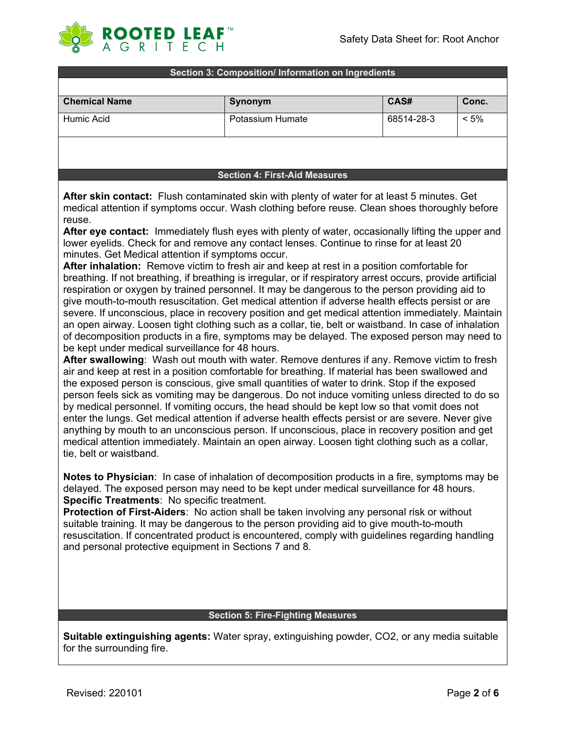## Section 3: Composition/ Information on Ingredients

| Chemical Name | Synonym | CAS# | Conc. |
|---|---|---|---|
| Humic Acid | Potassium Humate | 68514-28-3 | < 5% |

## Section 4: First-Aid Measures

**After skin contact:** Flush contaminated skin with plenty of water for at least 5 minutes. Get medical attention if symptoms occur. Wash clothing before reuse. Clean shoes thoroughly before reuse.
**After eye contact:** Immediately flush eyes with plenty of water, occasionally lifting the upper and lower eyelids. Check for and remove any contact lenses. Continue to rinse for at least 20 minutes. Get Medical attention if symptoms occur.
**After inhalation:** Remove victim to fresh air and keep at rest in a position comfortable for breathing. If not breathing, if breathing is irregular, or if respiratory arrest occurs, provide artificial respiration or oxygen by trained personnel. It may be dangerous to the person providing aid to give mouth-to-mouth resuscitation. Get medical attention if adverse health effects persist or are severe. If unconscious, place in recovery position and get medical attention immediately. Maintain an open airway. Loosen tight clothing such as a collar, tie, belt or waistband. In case of inhalation of decomposition products in a fire, symptoms may be delayed. The exposed person may need to be kept under medical surveillance for 48 hours.
**After swallowing**: Wash out mouth with water. Remove dentures if any. Remove victim to fresh air and keep at rest in a position comfortable for breathing. If material has been swallowed and the exposed person is conscious, give small quantities of water to drink. Stop if the exposed person feels sick as vomiting may be dangerous. Do not induce vomiting unless directed to do so by medical personnel. If vomiting occurs, the head should be kept low so that vomit does not enter the lungs. Get medical attention if adverse health effects persist or are severe. Never give anything by mouth to an unconscious person. If unconscious, place in recovery position and get medical attention immediately. Maintain an open airway. Loosen tight clothing such as a collar, tie, belt or waistband.

**Notes to Physician**: In case of inhalation of decomposition products in a fire, symptoms may be delayed. The exposed person may need to be kept under medical surveillance for 48 hours.
**Specific Treatments**: No specific treatment.
**Protection of First-Aiders**: No action shall be taken involving any personal risk or without suitable training. It may be dangerous to the person providing aid to give mouth-to-mouth resuscitation. If concentrated product is encountered, comply with guidelines regarding handling and personal protective equipment in Sections 7 and 8.

## Section 5: Fire-Fighting Measures

**Suitable extinguishing agents:** Water spray, extinguishing powder, $CO_2$, or any media suitable for the surrounding fire.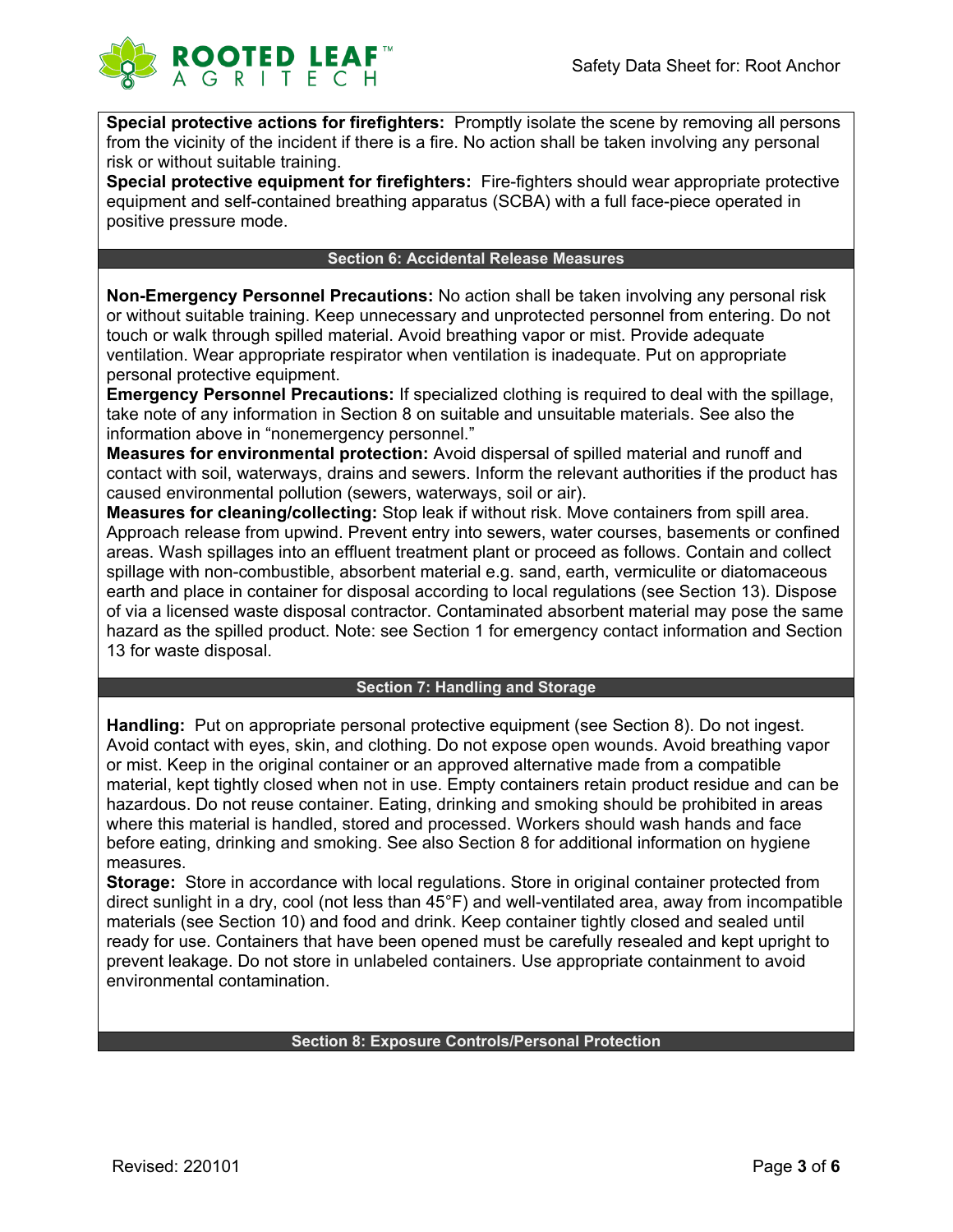**Special protective actions for firefighters:** Promptly isolate the scene by removing all persons from the vicinity of the incident if there is a fire. No action shall be taken involving any personal risk or without suitable training.

**Special protective equipment for firefighters:** Fire-fighters should wear appropriate protective equipment and self-contained breathing apparatus (SCBA) with a full face-piece operated in positive pressure mode.

## Section 6: Accidental Release Measures

**Non-Emergency Personnel Precautions:** No action shall be taken involving any personal risk or without suitable training. Keep unnecessary and unprotected personnel from entering. Do not touch or walk through spilled material. Avoid breathing vapor or mist. Provide adequate ventilation. Wear appropriate respirator when ventilation is inadequate. Put on appropriate personal protective equipment.

**Emergency Personnel Precautions:** If specialized clothing is required to deal with the spillage, take note of any information in Section 8 on suitable and unsuitable materials. See also the information above in "nonemergency personnel."

**Measures for environmental protection:** Avoid dispersal of spilled material and runoff and contact with soil, waterways, drains and sewers. Inform the relevant authorities if the product has caused environmental pollution (sewers, waterways, soil or air).

**Measures for cleaning/collecting:** Stop leak if without risk. Move containers from spill area. Approach release from upwind. Prevent entry into sewers, water courses, basements or confined areas. Wash spillages into an effluent treatment plant or proceed as follows. Contain and collect spillage with non-combustible, absorbent material e.g. sand, earth, vermiculite or diatomaceous earth and place in container for disposal according to local regulations (see Section 13). Dispose of via a licensed waste disposal contractor. Contaminated absorbent material may pose the same hazard as the spilled product. Note: see Section 1 for emergency contact information and Section 13 for waste disposal.

## Section 7: Handling and Storage

**Handling:** Put on appropriate personal protective equipment (see Section 8). Do not ingest. Avoid contact with eyes, skin, and clothing. Do not expose open wounds. Avoid breathing vapor or mist. Keep in the original container or an approved alternative made from a compatible material, kept tightly closed when not in use. Empty containers retain product residue and can be hazardous. Do not reuse container. Eating, drinking and smoking should be prohibited in areas where this material is handled, stored and processed. Workers should wash hands and face before eating, drinking and smoking. See also Section 8 for additional information on hygiene measures.

**Storage:** Store in accordance with local regulations. Store in original container protected from direct sunlight in a dry, cool (not less than 45°F) and well-ventilated area, away from incompatible materials (see Section 10) and food and drink. Keep container tightly closed and sealed until ready for use. Containers that have been opened must be carefully resealed and kept upright to prevent leakage. Do not store in unlabeled containers. Use appropriate containment to avoid environmental contamination.

## Section 8: Exposure Controls/Personal Protection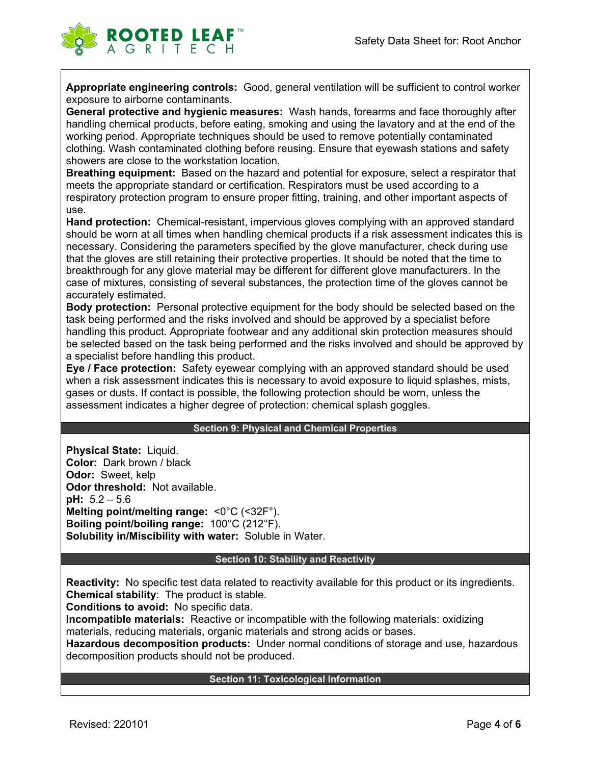**Appropriate engineering controls:** Good, general ventilation will be sufficient to control worker exposure to airborne contaminants.
**General protective and hygienic measures:** Wash hands, forearms and face thoroughly after handling chemical products, before eating, smoking and using the lavatory and at the end of the working period. Appropriate techniques should be used to remove potentially contaminated clothing. Wash contaminated clothing before reusing. Ensure that eyewash stations and safety showers are close to the workstation location.
**Breathing equipment:** Based on the hazard and potential for exposure, select a respirator that meets the appropriate standard or certification. Respirators must be used according to a respiratory protection program to ensure proper fitting, training, and other important aspects of use.
**Hand protection:** Chemical-resistant, impervious gloves complying with an approved standard should be worn at all times when handling chemical products if a risk assessment indicates this is necessary. Considering the parameters specified by the glove manufacturer, check during use that the gloves are still retaining their protective properties. It should be noted that the time to breakthrough for any glove material may be different for different glove manufacturers. In the case of mixtures, consisting of several substances, the protection time of the gloves cannot be accurately estimated.
**Body protection:** Personal protective equipment for the body should be selected based on the task being performed and the risks involved and should be approved by a specialist before handling this product. Appropriate footwear and any additional skin protection measures should be selected based on the task being performed and the risks involved and should be approved by a specialist before handling this product.
**Eye / Face protection:** Safety eyewear complying with an approved standard should be used when a risk assessment indicates this is necessary to avoid exposure to liquid splashes, mists, gases or dusts. If contact is possible, the following protection should be worn, unless the assessment indicates a higher degree of protection: chemical splash goggles.

## Section 9: Physical and Chemical Properties

**Physical State:** Liquid.
**Color:** Dark brown / black
**Odor:** Sweet, kelp
**Odor threshold:** Not available.
**pH:** 5.2 – 5.6
**Melting point/melting range:** <0°C (<32F°).
**Boiling point/boiling range:** 100°C (212°F).
**Solubility in/Miscibility with water:** Soluble in Water.

## Section 10: Stability and Reactivity

**Reactivity:** No specific test data related to reactivity available for this product or its ingredients.
**Chemical stability**: The product is stable.
**Conditions to avoid:** No specific data.
**Incompatible materials:** Reactive or incompatible with the following materials: oxidizing materials, reducing materials, organic materials and strong acids or bases.
**Hazardous decomposition products:** Under normal conditions of storage and use, hazardous decomposition products should not be produced.

## Section 11: Toxicological Information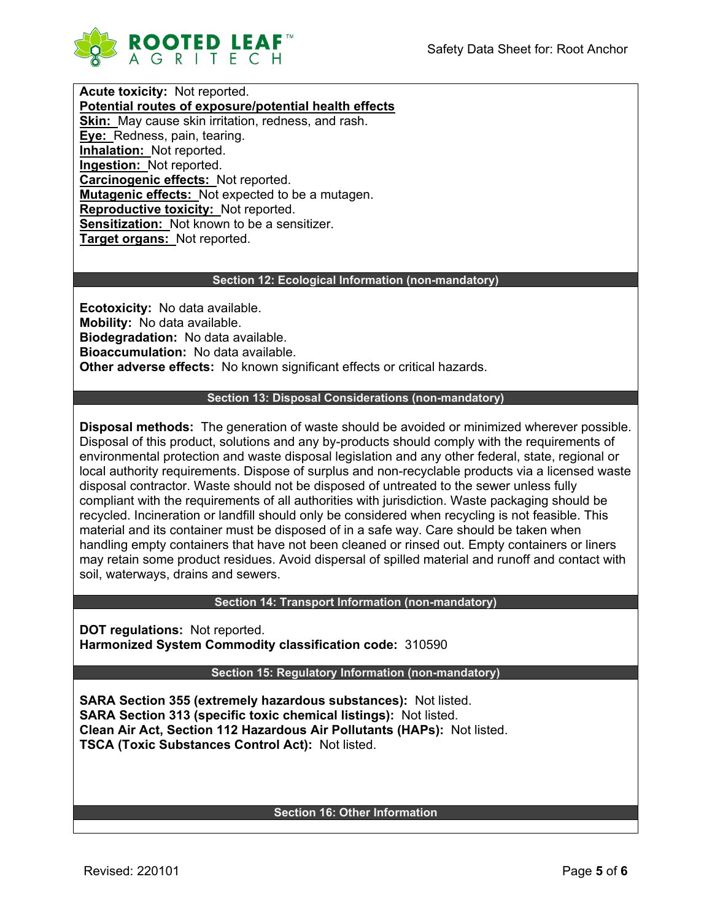**Acute toxicity:** Not reported.

**Potential routes of exposure/potential health effects**

**Skin:** May cause skin irritation, redness, and rash.
**Eye:** Redness, pain, tearing.
**Inhalation:** Not reported.
**Ingestion:** Not reported.
**Carcinogenic effects:** Not reported.
**Mutagenic effects:** Not expected to be a mutagen.
**Reproductive toxicity:** Not reported.
**Sensitization:** Not known to be a sensitizer.
**Target organs:** Not reported.

## Section 12: Ecological Information (non-mandatory)

**Ecotoxicity:** No data available.
**Mobility:** No data available.
**Biodegradation:** No data available.
**Bioaccumulation:** No data available.
**Other adverse effects:** No known significant effects or critical hazards.

## Section 13: Disposal Considerations (non-mandatory)

**Disposal methods:** The generation of waste should be avoided or minimized wherever possible. Disposal of this product, solutions and any by-products should comply with the requirements of environmental protection and waste disposal legislation and any other federal, state, regional or local authority requirements. Dispose of surplus and non-recyclable products via a licensed waste disposal contractor. Waste should not be disposed of untreated to the sewer unless fully compliant with the requirements of all authorities with jurisdiction. Waste packaging should be recycled. Incineration or landfill should only be considered when recycling is not feasible. This material and its container must be disposed of in a safe way. Care should be taken when handling empty containers that have not been cleaned or rinsed out. Empty containers or liners may retain some product residues. Avoid dispersal of spilled material and runoff and contact with soil, waterways, drains and sewers.

## Section 14: Transport Information (non-mandatory)

**DOT regulations:** Not reported.
**Harmonized System Commodity classification code:** 310590

## Section 15: Regulatory Information (non-mandatory)

**SARA Section 355 (extremely hazardous substances):** Not listed.
**SARA Section 313 (specific toxic chemical listings):** Not listed.
**Clean Air Act, Section 112 Hazardous Air Pollutants (HAPs):** Not listed.
**TSCA (Toxic Substances Control Act):** Not listed.

## Section 16: Other Information

Revised: 220101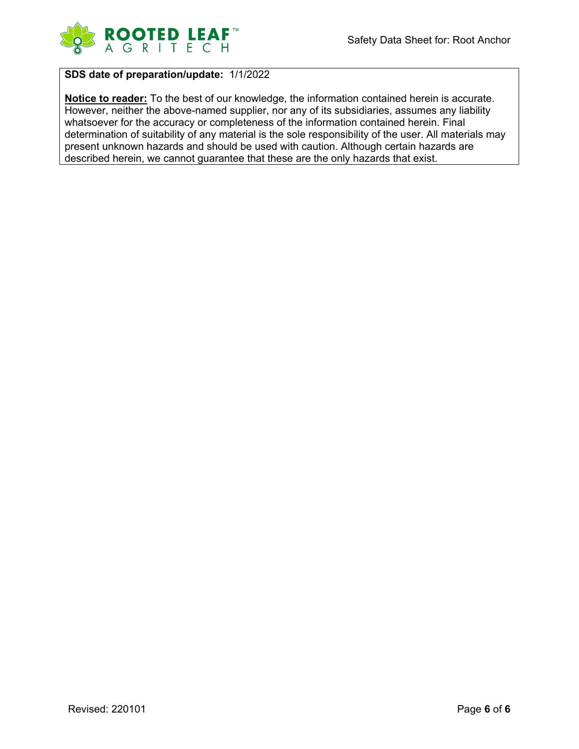**SDS date of preparation/update:** 1/1/2022

**Notice to reader:** To the best of our knowledge, the information contained herein is accurate. However, neither the above-named supplier, nor any of its subsidiaries, assumes any liability whatsoever for the accuracy or completeness of the information contained herein. Final determination of suitability of any material is the sole responsibility of the user. All materials may present unknown hazards and should be used with caution. Although certain hazards are described herein, we cannot guarantee that these are the only hazards that exist.